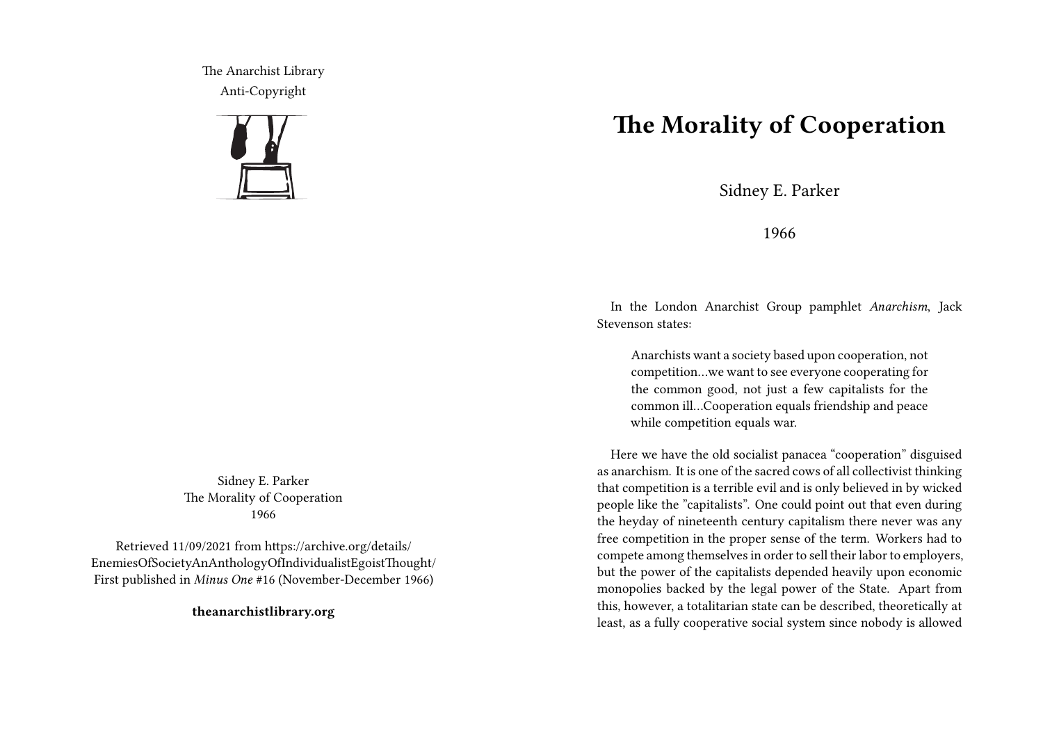The Anarchist Library
Anti-Copyright

Sidney E. Parker
The Morality of Cooperation
1966

Retrieved 11/09/2021 from https://archive.org/details/EnemiesOfSocietyAnAnthologyOfIndividualistEgoistThought/
First published in *Minus One* #16 (November-December 1966)

**theanarchistlibrary.org**

# The Morality of Cooperation

Sidney E. Parker

1966

In the London Anarchist Group pamphlet *Anarchism*, Jack Stevenson states:

> Anarchists want a society based upon cooperation, not competition…we want to see everyone cooperating for the common good, not just a few capitalists for the common ill…Cooperation equals friendship and peace while competition equals war.

Here we have the old socialist panacea "cooperation" disguised as anarchism. It is one of the sacred cows of all collectivist thinking that competition is a terrible evil and is only believed in by wicked people like the "capitalists". One could point out that even during the heyday of nineteenth century capitalism there never was any free competition in the proper sense of the term. Workers had to compete among themselves in order to sell their labor to employers, but the power of the capitalists depended heavily upon economic monopolies backed by the legal power of the State. Apart from this, however, a totalitarian state can be described, theoretically at least, as a fully cooperative social system since nobody is allowed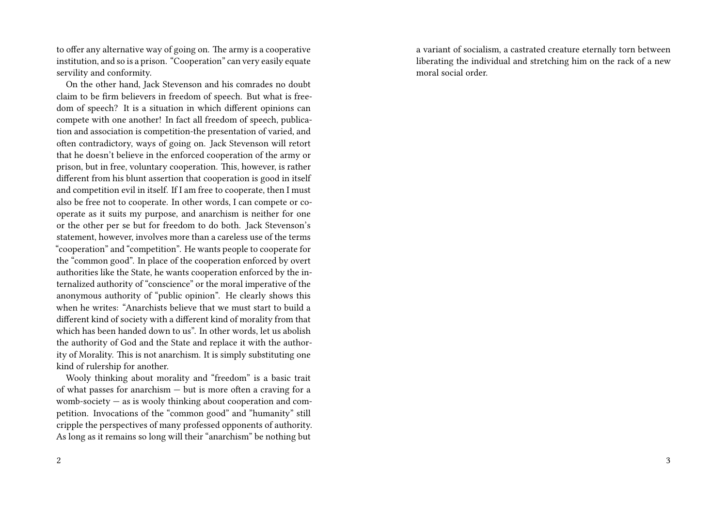to offer any alternative way of going on. The army is a cooperative institution, and so is a prison. "Cooperation" can very easily equate servility and conformity.

On the other hand, Jack Stevenson and his comrades no doubt claim to be firm believers in freedom of speech. But what is freedom of speech? It is a situation in which different opinions can compete with one another! In fact all freedom of speech, publication and association is competition-the presentation of varied, and often contradictory, ways of going on. Jack Stevenson will retort that he doesn't believe in the enforced cooperation of the army or prison, but in free, voluntary cooperation. This, however, is rather different from his blunt assertion that cooperation is good in itself and competition evil in itself. If I am free to cooperate, then I must also be free not to cooperate. In other words, I can compete or cooperate as it suits my purpose, and anarchism is neither for one or the other per se but for freedom to do both. Jack Stevenson's statement, however, involves more than a careless use of the terms "cooperation" and "competition". He wants people to cooperate for the "common good". In place of the cooperation enforced by overt authorities like the State, he wants cooperation enforced by the internalized authority of "conscience" or the moral imperative of the anonymous authority of "public opinion". He clearly shows this when he writes: "Anarchists believe that we must start to build a different kind of society with a different kind of morality from that which has been handed down to us". In other words, let us abolish the authority of God and the State and replace it with the authority of Morality. This is not anarchism. It is simply substituting one kind of rulership for another.

Wooly thinking about morality and "freedom" is a basic trait of what passes for anarchism — but is more often a craving for a womb-society — as is wooly thinking about cooperation and competition. Invocations of the "common good" and "humanity" still cripple the perspectives of many professed opponents of authority. As long as it remains so long will their "anarchism" be nothing but a variant of socialism, a castrated creature eternally torn between liberating the individual and stretching him on the rack of a new moral social order.